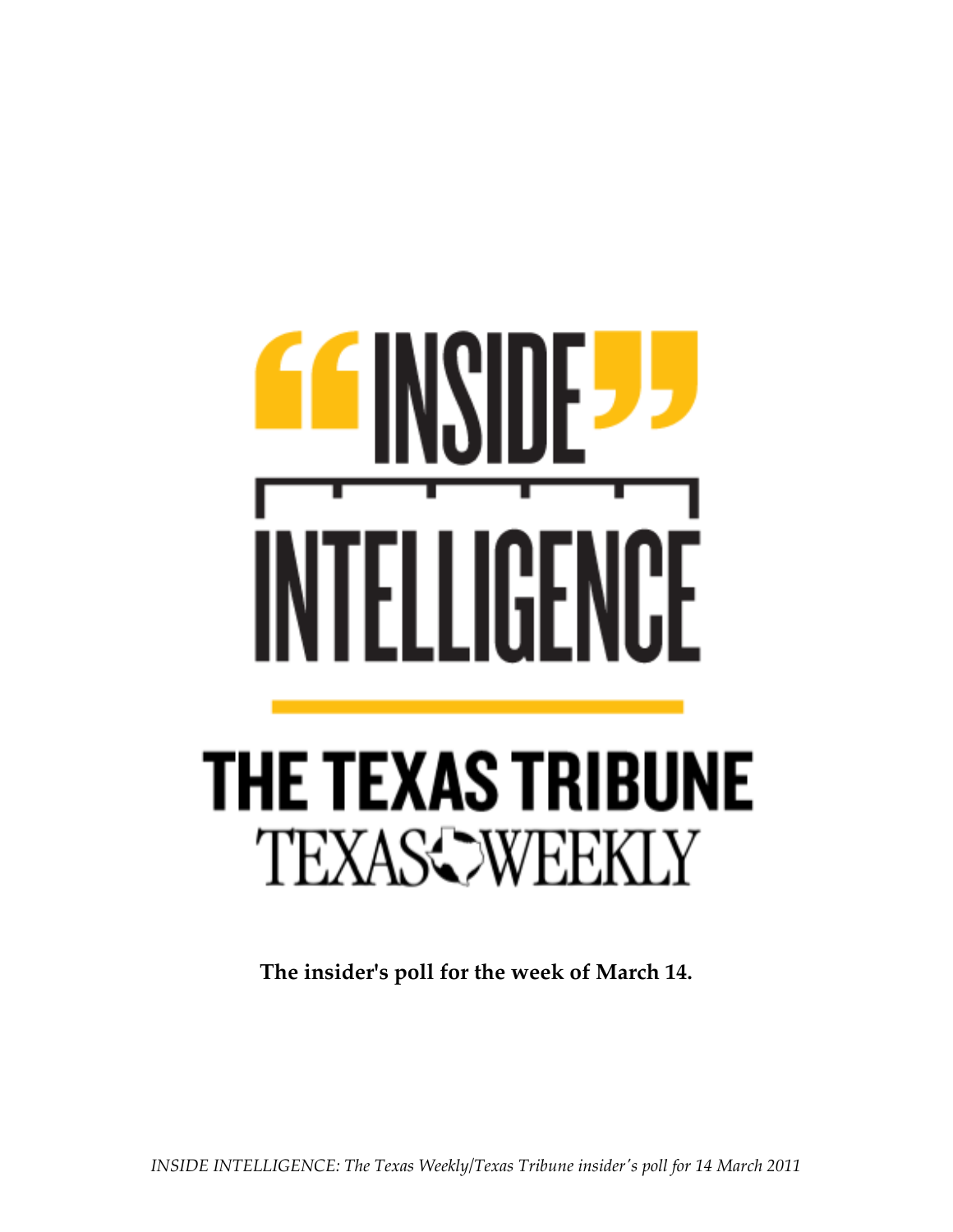# "INSIDE" INTELLIGENCE

## THE TEXAS TRIBUNE
## TEXAS WEEKLY

**The insider's poll for the week of March 14.**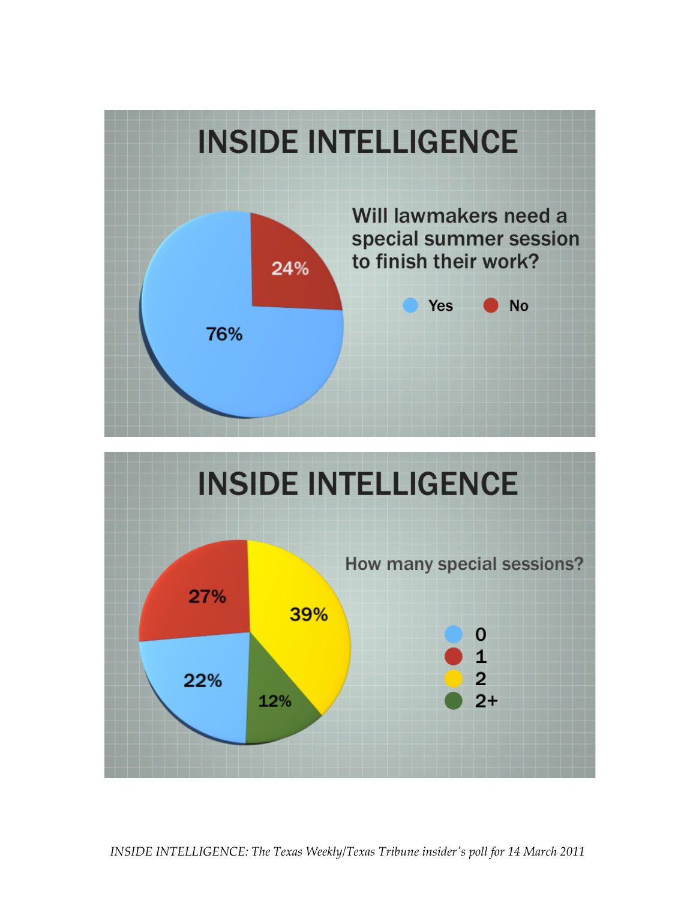# INSIDE INTELLIGENCE

**Will lawmakers need a special summer session to finish their work?**

| Response | Percentage |
| --- | --- |
| Yes | 76% |
| No | 24% |

# INSIDE INTELLIGENCE

**How many special sessions?**

| Number of sessions | Percentage |
| --- | --- |
| 0 | 22% |
| 1 | 27% |
| 2 | 39% |
| 2+ | 12% |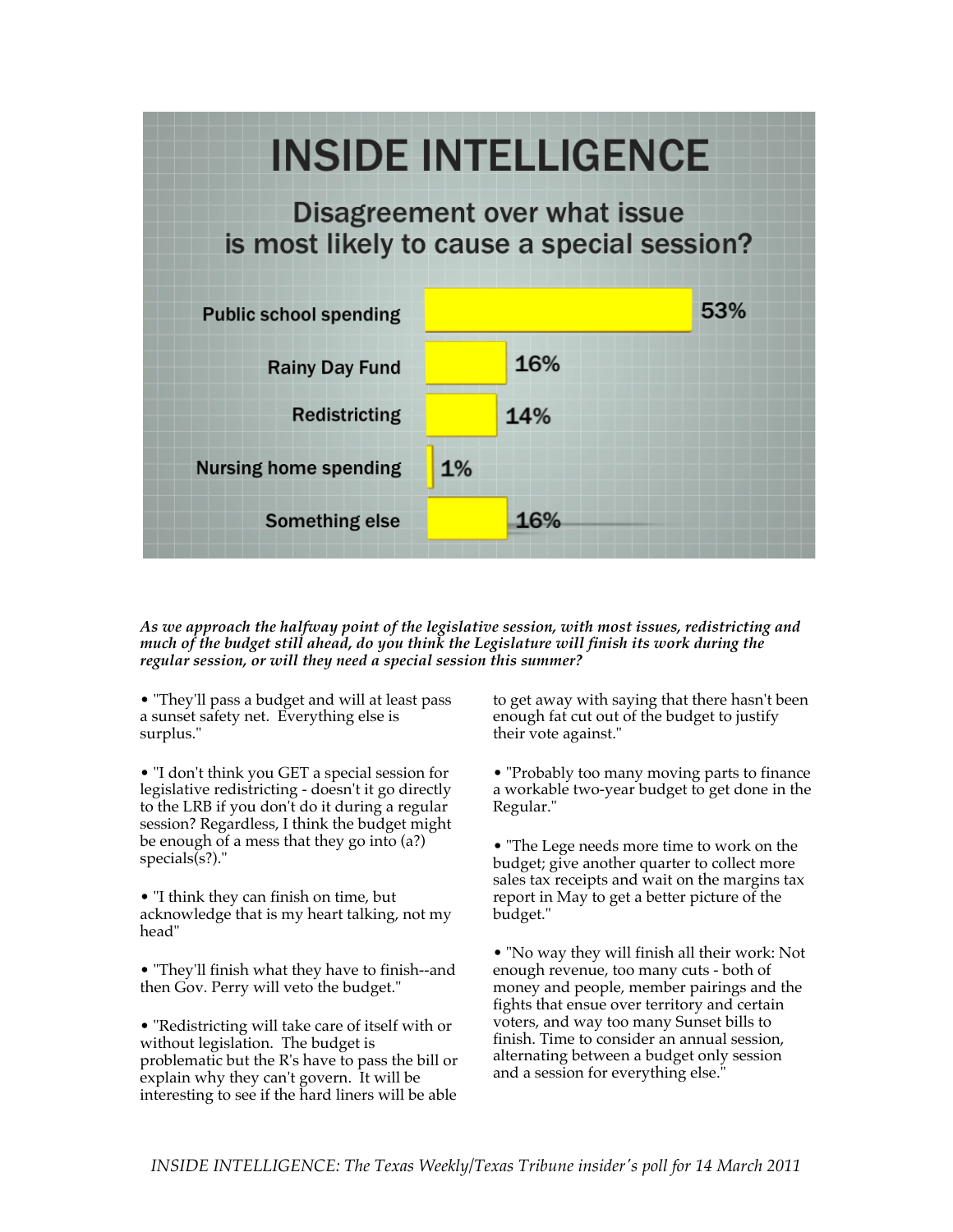# INSIDE INTELLIGENCE

## Disagreement over what issue is most likely to cause a special session?

| Issue | Percentage |
|---|---|
| Public school spending | 53% |
| Rainy Day Fund | 16% |
| Redistricting | 14% |
| Nursing home spending | 1% |
| Something else | 16% |

***As we approach the halfway point of the legislative session, with most issues, redistricting and much of the budget still ahead, do you think the Legislature will finish its work during the regular session, or will they need a special session this summer?***

- "They'll pass a budget and will at least pass a sunset safety net.  Everything else is surplus."

- "I don't think you GET a special session for legislative redistricting - doesn't it go directly to the LRB if you don't do it during a regular session? Regardless, I think the budget might be enough of a mess that they go into (a?) specials(s?)."

- "I think they can finish on time, but acknowledge that is my heart talking, not my head"

- "They'll finish what they have to finish--and then Gov. Perry will veto the budget."

- "Redistricting will take care of itself with or without legislation.  The budget is problematic but the R's have to pass the bill or explain why they can't govern.  It will be interesting to see if the hard liners will be able to get away with saying that there hasn't been enough fat cut out of the budget to justify their vote against."

- "Probably too many moving parts to finance a workable two-year budget to get done in the Regular."

- "The Lege needs more time to work on the budget; give another quarter to collect more sales tax receipts and wait on the margins tax report in May to get a better picture of the budget."

- "No way they will finish all their work: Not enough revenue, too many cuts - both of money and people, member pairings and the fights that ensue over territory and certain voters, and way too many Sunset bills to finish. Time to consider an annual session, alternating between a budget only session and a session for everything else."

*INSIDE INTELLIGENCE: The Texas Weekly/Texas Tribune insider's poll for 14 March 2011*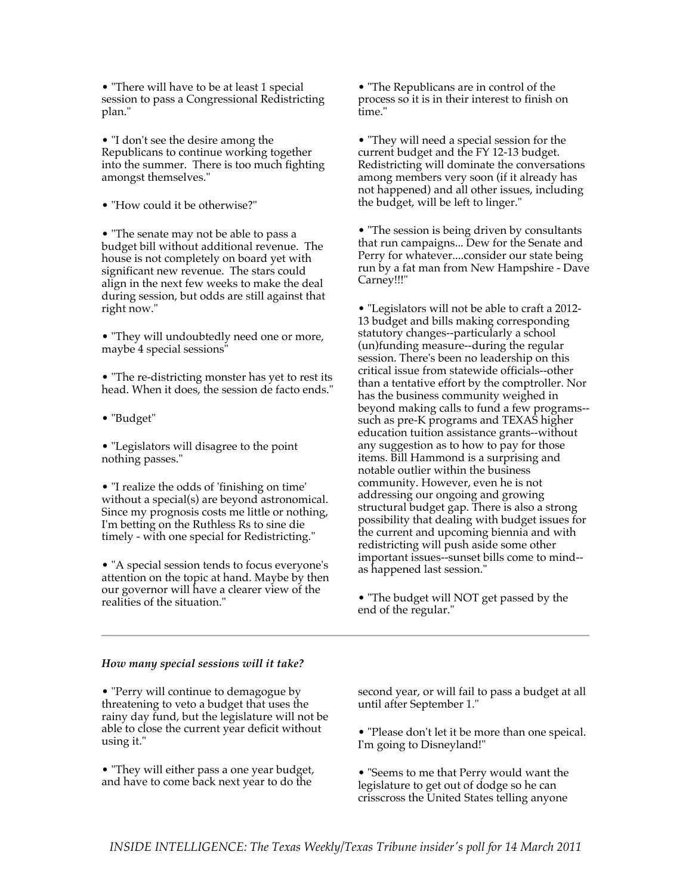• "There will have to be at least 1 special session to pass a Congressional Redistricting plan."

• "I don't see the desire among the Republicans to continue working together into the summer. There is too much fighting amongst themselves."

• "How could it be otherwise?"

• "The senate may not be able to pass a budget bill without additional revenue. The house is not completely on board yet with significant new revenue. The stars could align in the next few weeks to make the deal during session, but odds are still against that right now."

• "They will undoubtedly need one or more, maybe 4 special sessions"

• "The re-districting monster has yet to rest its head. When it does, the session de facto ends."

• "Budget"

• "Legislators will disagree to the point nothing passes."

• "I realize the odds of 'finishing on time' without a special(s) are beyond astronomical. Since my prognosis costs me little or nothing, I'm betting on the Ruthless Rs to sine die timely - with one special for Redistricting."

• "A special session tends to focus everyone's attention on the topic at hand. Maybe by then our governor will have a clearer view of the realities of the situation."

• "The Republicans are in control of the process so it is in their interest to finish on time."

• "They will need a special session for the current budget and the FY 12-13 budget. Redistricting will dominate the conversations among members very soon (if it already has not happened) and all other issues, including the budget, will be left to linger."

• "The session is being driven by consultants that run campaigns... Dew for the Senate and Perry for whatever....consider our state being run by a fat man from New Hampshire - Dave Carney!!!"

• "Legislators will not be able to craft a 2012-13 budget and bills making corresponding statutory changes--particularly a school (un)funding measure--during the regular session. There's been no leadership on this critical issue from statewide officials--other than a tentative effort by the comptroller. Nor has the business community weighed in beyond making calls to fund a few programs--such as pre-K programs and TEXAS higher education tuition assistance grants--without any suggestion as to how to pay for those items. Bill Hammond is a surprising and notable outlier within the business community. However, even he is not addressing our ongoing and growing structural budget gap. There is also a strong possibility that dealing with budget issues for the current and upcoming biennia and with redistricting will push aside some other important issues--sunset bills come to mind--as happened last session."

• "The budget will NOT get passed by the end of the regular."

---

***How many special sessions will it take?***

• "Perry will continue to demagogue by threatening to veto a budget that uses the rainy day fund, but the legislature will not be able to close the current year deficit without using it."

• "They will either pass a one year budget, and have to come back next year to do the second year, or will fail to pass a budget at all until after September 1."

• "Please don't let it be more than one speical. I'm going to Disneyland!"

• "Seems to me that Perry would want the legislature to get out of dodge so he can crisscross the United States telling anyone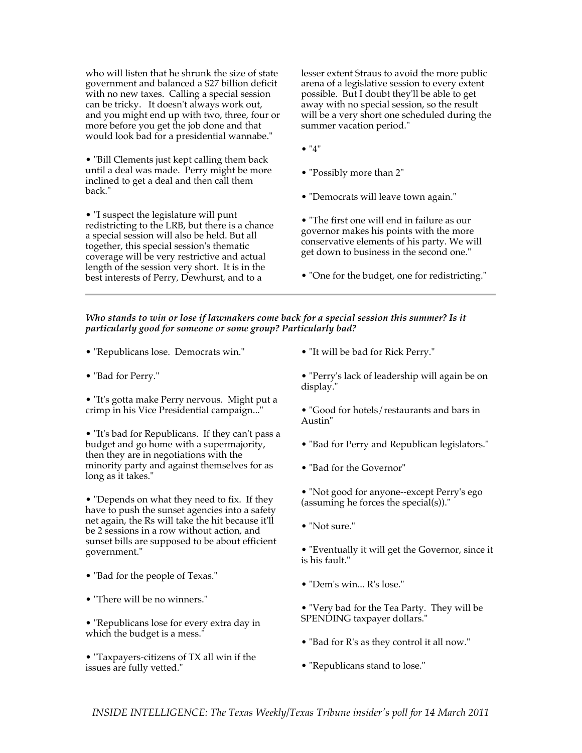who will listen that he shrunk the size of state government and balanced a $27 billion deficit with no new taxes. Calling a special session can be tricky. It doesn't always work out, and you might end up with two, three, four or more before you get the job done and that would look bad for a presidential wannabe."

• "Bill Clements just kept calling them back until a deal was made. Perry might be more inclined to get a deal and then call them back."

• "I suspect the legislature will punt redistricting to the LRB, but there is a chance a special session will also be held. But all together, this special session's thematic coverage will be very restrictive and actual length of the session very short. It is in the best interests of Perry, Dewhurst, and to a lesser extent Straus to avoid the more public arena of a legislative session to every extent possible. But I doubt they'll be able to get away with no special session, so the result will be a very short one scheduled during the summer vacation period."

• "4"

• "Possibly more than 2"

• "Democrats will leave town again."

• "The first one will end in failure as our governor makes his points with the more conservative elements of his party. We will get down to business in the second one."

• "One for the budget, one for redistricting."

---

***Who stands to win or lose if lawmakers come back for a special session this summer? Is it particularly good for someone or some group? Particularly bad?***

• "Republicans lose. Democrats win."

• "Bad for Perry."

• "It's gotta make Perry nervous. Might put a crimp in his Vice Presidential campaign..."

• "It's bad for Republicans. If they can't pass a budget and go home with a supermajority, then they are in negotiations with the minority party and against themselves for as long as it takes."

• "Depends on what they need to fix. If they have to push the sunset agencies into a safety net again, the Rs will take the hit because it'll be 2 sessions in a row without action, and sunset bills are supposed to be about efficient government."

• "Bad for the people of Texas."

• "There will be no winners."

• "Republicans lose for every extra day in which the budget is a mess."

• "Taxpayers-citizens of TX all win if the issues are fully vetted."

• "It will be bad for Rick Perry."

• "Perry's lack of leadership will again be on display."

• "Good for hotels/restaurants and bars in Austin"

• "Bad for Perry and Republican legislators."

• "Bad for the Governor"

• "Not good for anyone--except Perry's ego (assuming he forces the special(s))."

• "Not sure."

• "Eventually it will get the Governor, since it is his fault."

• "Dem's win... R's lose."

• "Very bad for the Tea Party. They will be SPENDING taxpayer dollars."

• "Bad for R's as they control it all now."

• "Republicans stand to lose."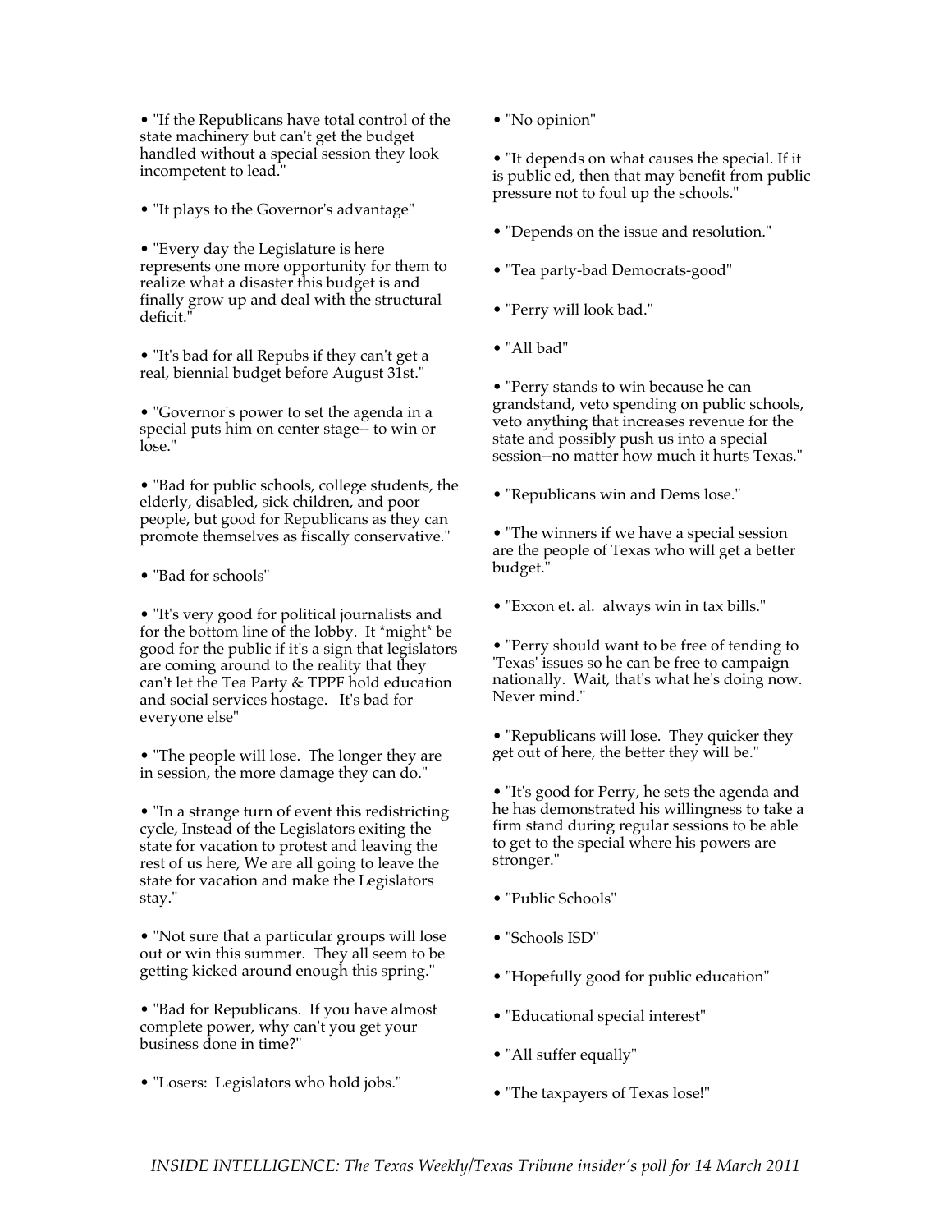- "If the Republicans have total control of the state machinery but can't get the budget handled without a special session they look incompetent to lead."

- "It plays to the Governor's advantage"

- "Every day the Legislature is here represents one more opportunity for them to realize what a disaster this budget is and finally grow up and deal with the structural deficit."

- "It's bad for all Repubs if they can't get a real, biennial budget before August 31st."

- "Governor's power to set the agenda in a special puts him on center stage-- to win or lose."

- "Bad for public schools, college students, the elderly, disabled, sick children, and poor people, but good for Republicans as they can promote themselves as fiscally conservative."

- "Bad for schools"

- "It's very good for political journalists and for the bottom line of the lobby. It *might* be good for the public if it's a sign that legislators are coming around to the reality that they can't let the Tea Party & TPPF hold education and social services hostage. It's bad for everyone else"

- "The people will lose. The longer they are in session, the more damage they can do."

- "In a strange turn of event this redistricting cycle, Instead of the Legislators exiting the state for vacation to protest and leaving the rest of us here, We are all going to leave the state for vacation and make the Legislators stay."

- "Not sure that a particular groups will lose out or win this summer. They all seem to be getting kicked around enough this spring."

- "Bad for Republicans. If you have almost complete power, why can't you get your business done in time?"

- "Losers: Legislators who hold jobs."

- "No opinion"

- "It depends on what causes the special. If it is public ed, then that may benefit from public pressure not to foul up the schools."

- "Depends on the issue and resolution."

- "Tea party-bad Democrats-good"

- "Perry will look bad."

- "All bad"

- "Perry stands to win because he can grandstand, veto spending on public schools, veto anything that increases revenue for the state and possibly push us into a special session--no matter how much it hurts Texas."

- "Republicans win and Dems lose."

- "The winners if we have a special session are the people of Texas who will get a better budget."

- "Exxon et. al. always win in tax bills."

- "Perry should want to be free of tending to 'Texas' issues so he can be free to campaign nationally. Wait, that's what he's doing now. Never mind."

- "Republicans will lose. They quicker they get out of here, the better they will be."

- "It's good for Perry, he sets the agenda and he has demonstrated his willingness to take a firm stand during regular sessions to be able to get to the special where his powers are stronger."

- "Public Schools"

- "Schools ISD"

- "Hopefully good for public education"

- "Educational special interest"

- "All suffer equally"

- "The taxpayers of Texas lose!"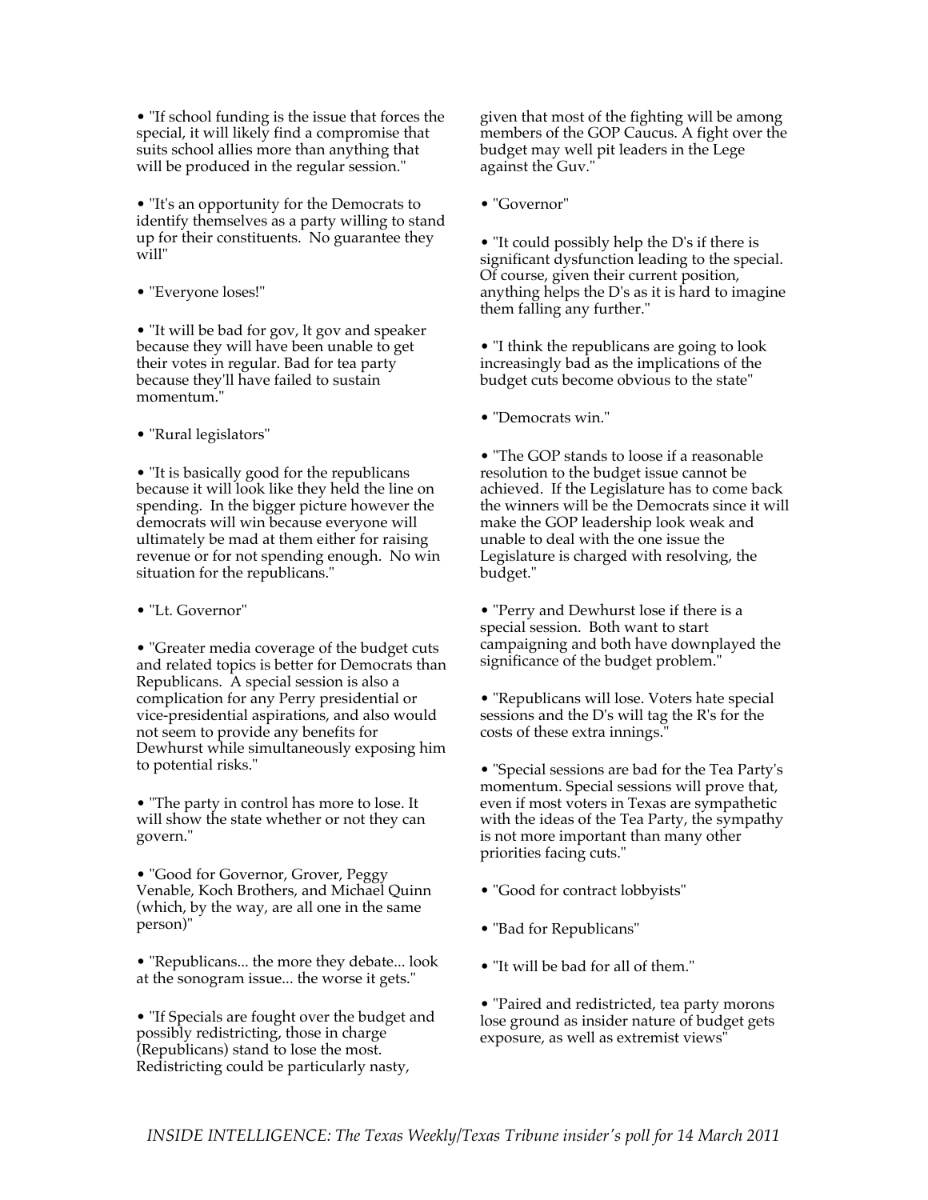- "If school funding is the issue that forces the special, it will likely find a compromise that suits school allies more than anything that will be produced in the regular session."

- "It's an opportunity for the Democrats to identify themselves as a party willing to stand up for their constituents. No guarantee they will"

- "Everyone loses!"

- "It will be bad for gov, lt gov and speaker because they will have been unable to get their votes in regular. Bad for tea party because they'll have failed to sustain momentum."

- "Rural legislators"

- "It is basically good for the republicans because it will look like they held the line on spending. In the bigger picture however the democrats will win because everyone will ultimately be mad at them either for raising revenue or for not spending enough. No win situation for the republicans."

- "Lt. Governor"

- "Greater media coverage of the budget cuts and related topics is better for Democrats than Republicans. A special session is also a complication for any Perry presidential or vice-presidential aspirations, and also would not seem to provide any benefits for Dewhurst while simultaneously exposing him to potential risks."

- "The party in control has more to lose. It will show the state whether or not they can govern."

- "Good for Governor, Grover, Peggy Venable, Koch Brothers, and Michael Quinn (which, by the way, are all one in the same person)"

- "Republicans... the more they debate... look at the sonogram issue... the worse it gets."

- "If Specials are fought over the budget and possibly redistricting, those in charge (Republicans) stand to lose the most. Redistricting could be particularly nasty, given that most of the fighting will be among members of the GOP Caucus. A fight over the budget may well pit leaders in the Lege against the Guv."

- "Governor"

- "It could possibly help the D's if there is significant dysfunction leading to the special. Of course, given their current position, anything helps the D's as it is hard to imagine them falling any further."

- "I think the republicans are going to look increasingly bad as the implications of the budget cuts become obvious to the state"

- "Democrats win."

- "The GOP stands to loose if a reasonable resolution to the budget issue cannot be achieved. If the Legislature has to come back the winners will be the Democrats since it will make the GOP leadership look weak and unable to deal with the one issue the Legislature is charged with resolving, the budget."

- "Perry and Dewhurst lose if there is a special session. Both want to start campaigning and both have downplayed the significance of the budget problem."

- "Republicans will lose. Voters hate special sessions and the D's will tag the R's for the costs of these extra innings."

- "Special sessions are bad for the Tea Party's momentum. Special sessions will prove that, even if most voters in Texas are sympathetic with the ideas of the Tea Party, the sympathy is not more important than many other priorities facing cuts."

- "Good for contract lobbyists"

- "Bad for Republicans"

- "It will be bad for all of them."

- "Paired and redistricted, tea party morons lose ground as insider nature of budget gets exposure, as well as extremist views"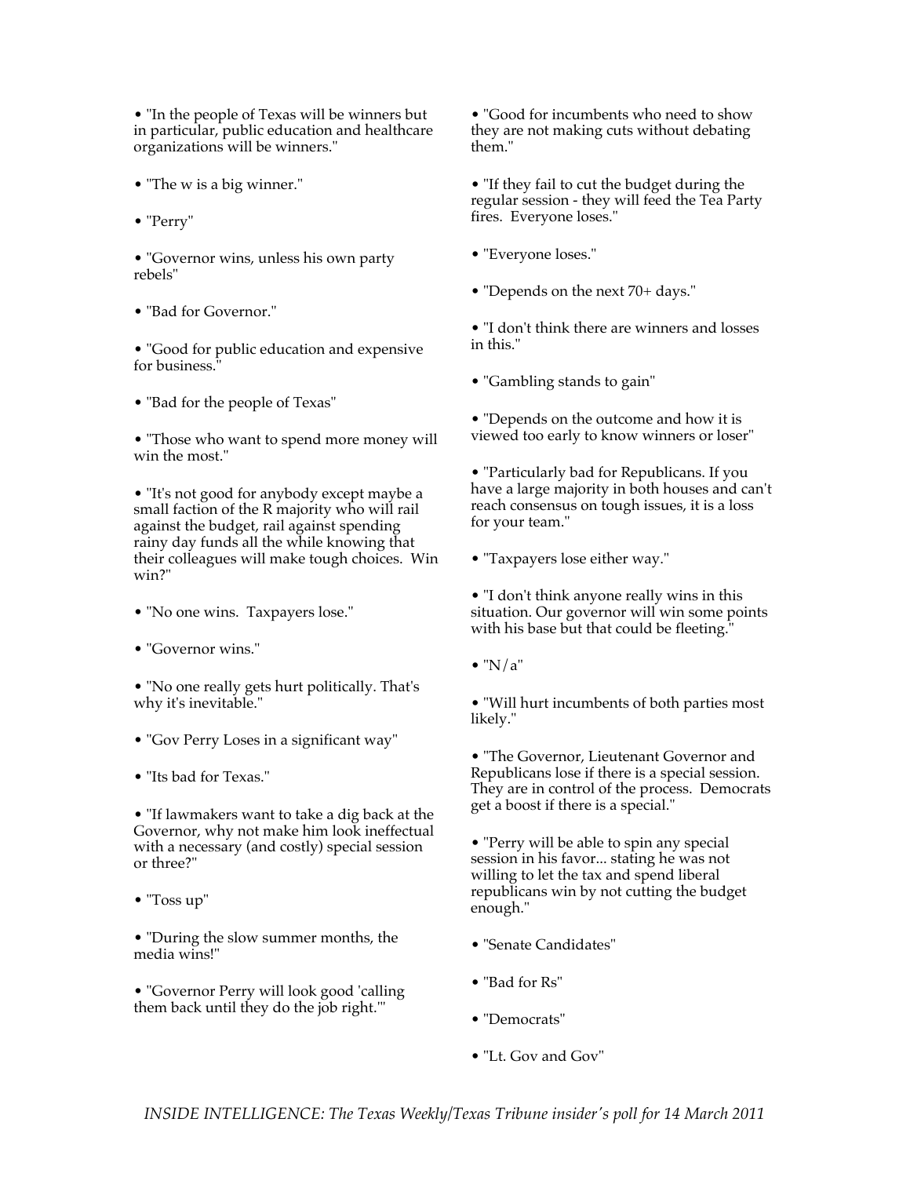- "In the people of Texas will be winners but in particular, public education and healthcare organizations will be winners."

- "The w is a big winner."

- "Perry"

- "Governor wins, unless his own party rebels"

- "Bad for Governor."

- "Good for public education and expensive for business."

- "Bad for the people of Texas"

- "Those who want to spend more money will win the most."

- "It's not good for anybody except maybe a small faction of the R majority who will rail against the budget, rail against spending rainy day funds all the while knowing that their colleagues will make tough choices. Win win?"

- "No one wins. Taxpayers lose."

- "Governor wins."

- "No one really gets hurt politically. That's why it's inevitable."

- "Gov Perry Loses in a significant way"

- "Its bad for Texas."

- "If lawmakers want to take a dig back at the Governor, why not make him look ineffectual with a necessary (and costly) special session or three?"

- "Toss up"

- "During the slow summer months, the media wins!"

- "Governor Perry will look good 'calling them back until they do the job right.'"

- "Good for incumbents who need to show they are not making cuts without debating them."

- "If they fail to cut the budget during the regular session - they will feed the Tea Party fires. Everyone loses."

- "Everyone loses."

- "Depends on the next 70+ days."

- "I don't think there are winners and losses in this."

- "Gambling stands to gain"

- "Depends on the outcome and how it is viewed too early to know winners or loser"

- "Particularly bad for Republicans. If you have a large majority in both houses and can't reach consensus on tough issues, it is a loss for your team."

- "Taxpayers lose either way."

- "I don't think anyone really wins in this situation. Our governor will win some points with his base but that could be fleeting."

- "N/a"

- "Will hurt incumbents of both parties most likely."

- "The Governor, Lieutenant Governor and Republicans lose if there is a special session. They are in control of the process. Democrats get a boost if there is a special."

- "Perry will be able to spin any special session in his favor... stating he was not willing to let the tax and spend liberal republicans win by not cutting the budget enough."

- "Senate Candidates"

- "Bad for Rs"

- "Democrats"

- "Lt. Gov and Gov"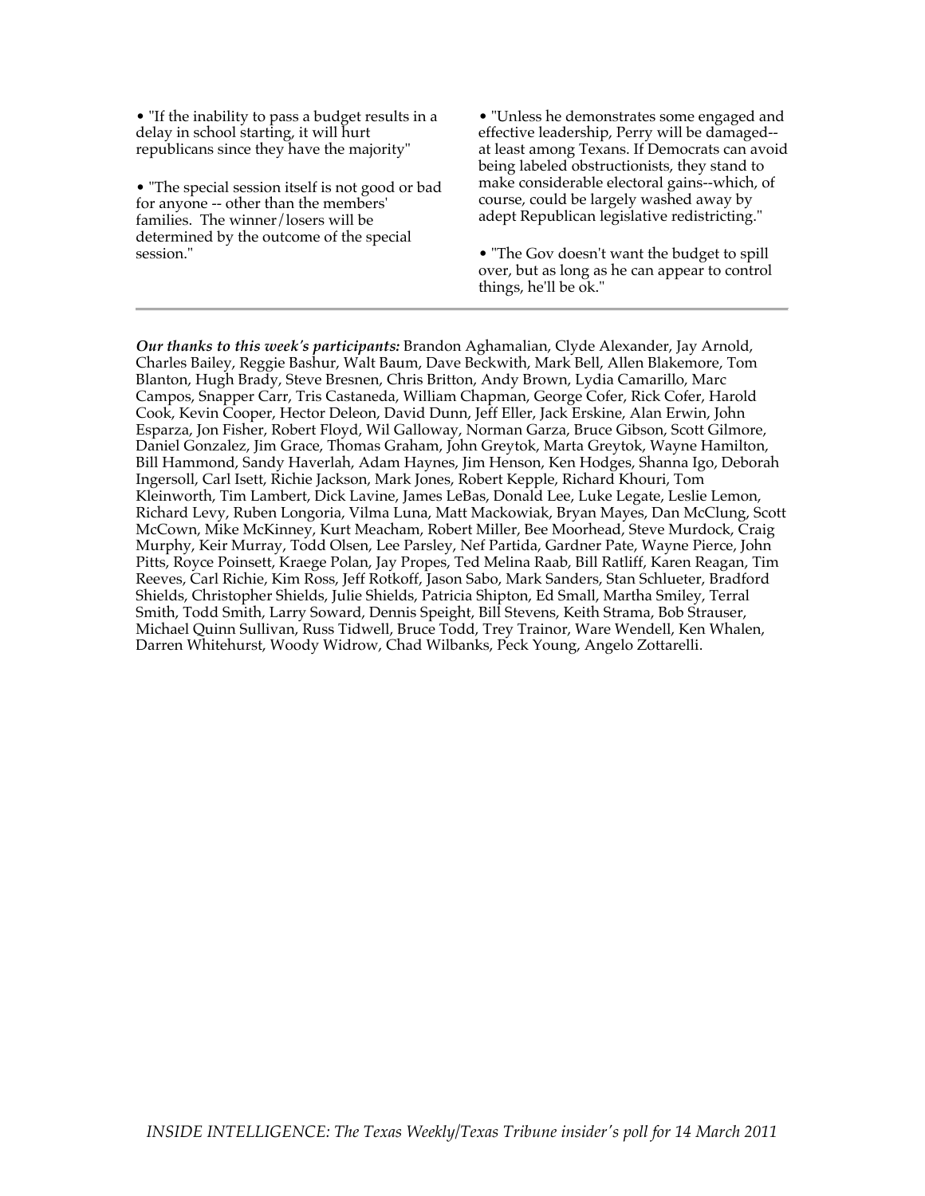• "If the inability to pass a budget results in a delay in school starting, it will hurt republicans since they have the majority"

• "The special session itself is not good or bad for anyone -- other than the members' families. The winner/losers will be determined by the outcome of the special session."

• "Unless he demonstrates some engaged and effective leadership, Perry will be damaged--at least among Texans. If Democrats can avoid being labeled obstructionists, they stand to make considerable electoral gains--which, of course, could be largely washed away by adept Republican legislative redistricting."

• "The Gov doesn't want the budget to spill over, but as long as he can appear to control things, he'll be ok."

---

***Our thanks to this week's participants:*** Brandon Aghamalian, Clyde Alexander, Jay Arnold, Charles Bailey, Reggie Bashur, Walt Baum, Dave Beckwith, Mark Bell, Allen Blakemore, Tom Blanton, Hugh Brady, Steve Bresnen, Chris Britton, Andy Brown, Lydia Camarillo, Marc Campos, Snapper Carr, Tris Castaneda, William Chapman, George Cofer, Rick Cofer, Harold Cook, Kevin Cooper, Hector Deleon, David Dunn, Jeff Eller, Jack Erskine, Alan Erwin, John Esparza, Jon Fisher, Robert Floyd, Wil Galloway, Norman Garza, Bruce Gibson, Scott Gilmore, Daniel Gonzalez, Jim Grace, Thomas Graham, John Greytok, Marta Greytok, Wayne Hamilton, Bill Hammond, Sandy Haverlah, Adam Haynes, Jim Henson, Ken Hodges, Shanna Igo, Deborah Ingersoll, Carl Isett, Richie Jackson, Mark Jones, Robert Kepple, Richard Khouri, Tom Kleinworth, Tim Lambert, Dick Lavine, James LeBas, Donald Lee, Luke Legate, Leslie Lemon, Richard Levy, Ruben Longoria, Vilma Luna, Matt Mackowiak, Bryan Mayes, Dan McClung, Scott McCown, Mike McKinney, Kurt Meacham, Robert Miller, Bee Moorhead, Steve Murdock, Craig Murphy, Keir Murray, Todd Olsen, Lee Parsley, Nef Partida, Gardner Pate, Wayne Pierce, John Pitts, Royce Poinsett, Kraege Polan, Jay Propes, Ted Melina Raab, Bill Ratliff, Karen Reagan, Tim Reeves, Carl Richie, Kim Ross, Jeff Rotkoff, Jason Sabo, Mark Sanders, Stan Schlueter, Bradford Shields, Christopher Shields, Julie Shields, Patricia Shipton, Ed Small, Martha Smiley, Terral Smith, Todd Smith, Larry Soward, Dennis Speight, Bill Stevens, Keith Strama, Bob Strauser, Michael Quinn Sullivan, Russ Tidwell, Bruce Todd, Trey Trainor, Ware Wendell, Ken Whalen, Darren Whitehurst, Woody Widrow, Chad Wilbanks, Peck Young, Angelo Zottarelli.